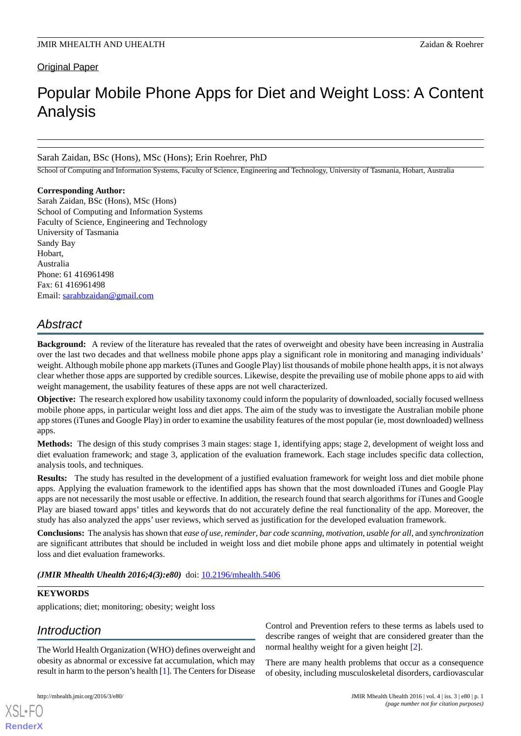Original Paper

# Popular Mobile Phone Apps for Diet and Weight Loss: A Content Analysis

Sarah Zaidan, BSc (Hons), MSc (Hons); Erin Roehrer, PhD

School of Computing and Information Systems, Faculty of Science, Engineering and Technology, University of Tasmania, Hobart, Australia

**Corresponding Author:**
Sarah Zaidan, BSc (Hons), MSc (Hons)
School of Computing and Information Systems
Faculty of Science, Engineering and Technology
University of Tasmania
Sandy Bay
Hobart,
Australia
Phone: 61 416961498
Fax: 61 416961498
Email: sarahbzaidan@gmail.com

## Abstract

**Background:** A review of the literature has revealed that the rates of overweight and obesity have been increasing in Australia over the last two decades and that wellness mobile phone apps play a significant role in monitoring and managing individuals' weight. Although mobile phone app markets (iTunes and Google Play) list thousands of mobile phone health apps, it is not always clear whether those apps are supported by credible sources. Likewise, despite the prevailing use of mobile phone apps to aid with weight management, the usability features of these apps are not well characterized.

**Objective:** The research explored how usability taxonomy could inform the popularity of downloaded, socially focused wellness mobile phone apps, in particular weight loss and diet apps. The aim of the study was to investigate the Australian mobile phone app stores (iTunes and Google Play) in order to examine the usability features of the most popular (ie, most downloaded) wellness apps.

**Methods:** The design of this study comprises 3 main stages: stage 1, identifying apps; stage 2, development of weight loss and diet evaluation framework; and stage 3, application of the evaluation framework. Each stage includes specific data collection, analysis tools, and techniques.

**Results:** The study has resulted in the development of a justified evaluation framework for weight loss and diet mobile phone apps. Applying the evaluation framework to the identified apps has shown that the most downloaded iTunes and Google Play apps are not necessarily the most usable or effective. In addition, the research found that search algorithms for iTunes and Google Play are biased toward apps' titles and keywords that do not accurately define the real functionality of the app. Moreover, the study has also analyzed the apps' user reviews, which served as justification for the developed evaluation framework.

**Conclusions:** The analysis has shown that *ease of use*, *reminder*, *bar code scanning*, *motivation*, *usable for all*, and *synchronization* are significant attributes that should be included in weight loss and diet mobile phone apps and ultimately in potential weight loss and diet evaluation frameworks.

***(JMIR Mhealth Uhealth 2016;4(3):e80)*** doi: 10.2196/mhealth.5406

**KEYWORDS**

applications; diet; monitoring; obesity; weight loss

## Introduction

The World Health Organization (WHO) defines overweight and obesity as abnormal or excessive fat accumulation, which may result in harm to the person's health [1]. The Centers for Disease Control and Prevention refers to these terms as labels used to describe ranges of weight that are considered greater than the normal healthy weight for a given height [2].

There are many health problems that occur as a consequence of obesity, including musculoskeletal disorders, cardiovascular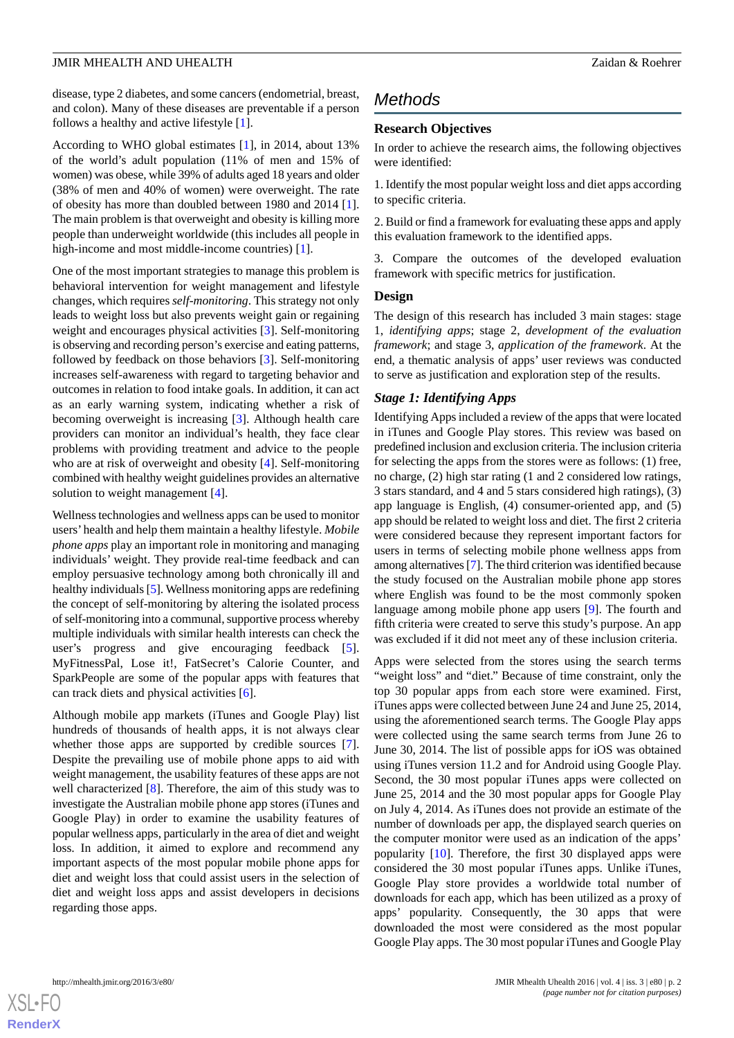disease, type 2 diabetes, and some cancers (endometrial, breast, and colon). Many of these diseases are preventable if a person follows a healthy and active lifestyle [1].

According to WHO global estimates [1], in 2014, about 13% of the world's adult population (11% of men and 15% of women) was obese, while 39% of adults aged 18 years and older (38% of men and 40% of women) were overweight. The rate of obesity has more than doubled between 1980 and 2014 [1]. The main problem is that overweight and obesity is killing more people than underweight worldwide (this includes all people in high-income and most middle-income countries) [1].

One of the most important strategies to manage this problem is behavioral intervention for weight management and lifestyle changes, which requires *self-monitoring*. This strategy not only leads to weight loss but also prevents weight gain or regaining weight and encourages physical activities [3]. Self-monitoring is observing and recording person's exercise and eating patterns, followed by feedback on those behaviors [3]. Self-monitoring increases self-awareness with regard to targeting behavior and outcomes in relation to food intake goals. In addition, it can act as an early warning system, indicating whether a risk of becoming overweight is increasing [3]. Although health care providers can monitor an individual's health, they face clear problems with providing treatment and advice to the people who are at risk of overweight and obesity [4]. Self-monitoring combined with healthy weight guidelines provides an alternative solution to weight management [4].

Wellness technologies and wellness apps can be used to monitor users' health and help them maintain a healthy lifestyle. *Mobile phone apps* play an important role in monitoring and managing individuals' weight. They provide real-time feedback and can employ persuasive technology among both chronically ill and healthy individuals [5]. Wellness monitoring apps are redefining the concept of self-monitoring by altering the isolated process of self-monitoring into a communal, supportive process whereby multiple individuals with similar health interests can check the user's progress and give encouraging feedback [5]. MyFitnessPal, Lose it!, FatSecret's Calorie Counter, and SparkPeople are some of the popular apps with features that can track diets and physical activities [6].

Although mobile app markets (iTunes and Google Play) list hundreds of thousands of health apps, it is not always clear whether those apps are supported by credible sources [7]. Despite the prevailing use of mobile phone apps to aid with weight management, the usability features of these apps are not well characterized [8]. Therefore, the aim of this study was to investigate the Australian mobile phone app stores (iTunes and Google Play) in order to examine the usability features of popular wellness apps, particularly in the area of diet and weight loss. In addition, it aimed to explore and recommend any important aspects of the most popular mobile phone apps for diet and weight loss that could assist users in the selection of diet and weight loss apps and assist developers in decisions regarding those apps.

## Methods

### Research Objectives

In order to achieve the research aims, the following objectives were identified:

1. Identify the most popular weight loss and diet apps according to specific criteria.

2. Build or find a framework for evaluating these apps and apply this evaluation framework to the identified apps.

3. Compare the outcomes of the developed evaluation framework with specific metrics for justification.

### Design

The design of this research has included 3 main stages: stage 1, *identifying apps*; stage 2, *development of the evaluation framework*; and stage 3, *application of the framework*. At the end, a thematic analysis of apps' user reviews was conducted to serve as justification and exploration step of the results.

#### *Stage 1: Identifying Apps*

Identifying Apps included a review of the apps that were located in iTunes and Google Play stores. This review was based on predefined inclusion and exclusion criteria. The inclusion criteria for selecting the apps from the stores were as follows: (1) free, no charge, (2) high star rating (1 and 2 considered low ratings, 3 stars standard, and 4 and 5 stars considered high ratings), (3) app language is English, (4) consumer-oriented app, and (5) app should be related to weight loss and diet. The first 2 criteria were considered because they represent important factors for users in terms of selecting mobile phone wellness apps from among alternatives [7]. The third criterion was identified because the study focused on the Australian mobile phone app stores where English was found to be the most commonly spoken language among mobile phone app users [9]. The fourth and fifth criteria were created to serve this study's purpose. An app was excluded if it did not meet any of these inclusion criteria.

Apps were selected from the stores using the search terms "weight loss" and "diet." Because of time constraint, only the top 30 popular apps from each store were examined. First, iTunes apps were collected between June 24 and June 25, 2014, using the aforementioned search terms. The Google Play apps were collected using the same search terms from June 26 to June 30, 2014. The list of possible apps for iOS was obtained using iTunes version 11.2 and for Android using Google Play. Second, the 30 most popular iTunes apps were collected on June 25, 2014 and the 30 most popular apps for Google Play on July 4, 2014. As iTunes does not provide an estimate of the number of downloads per app, the displayed search queries on the computer monitor were used as an indication of the apps' popularity [10]. Therefore, the first 30 displayed apps were considered the 30 most popular iTunes apps. Unlike iTunes, Google Play store provides a worldwide total number of downloads for each app, which has been utilized as a proxy of apps' popularity. Consequently, the 30 apps that were downloaded the most were considered as the most popular Google Play apps. The 30 most popular iTunes and Google Play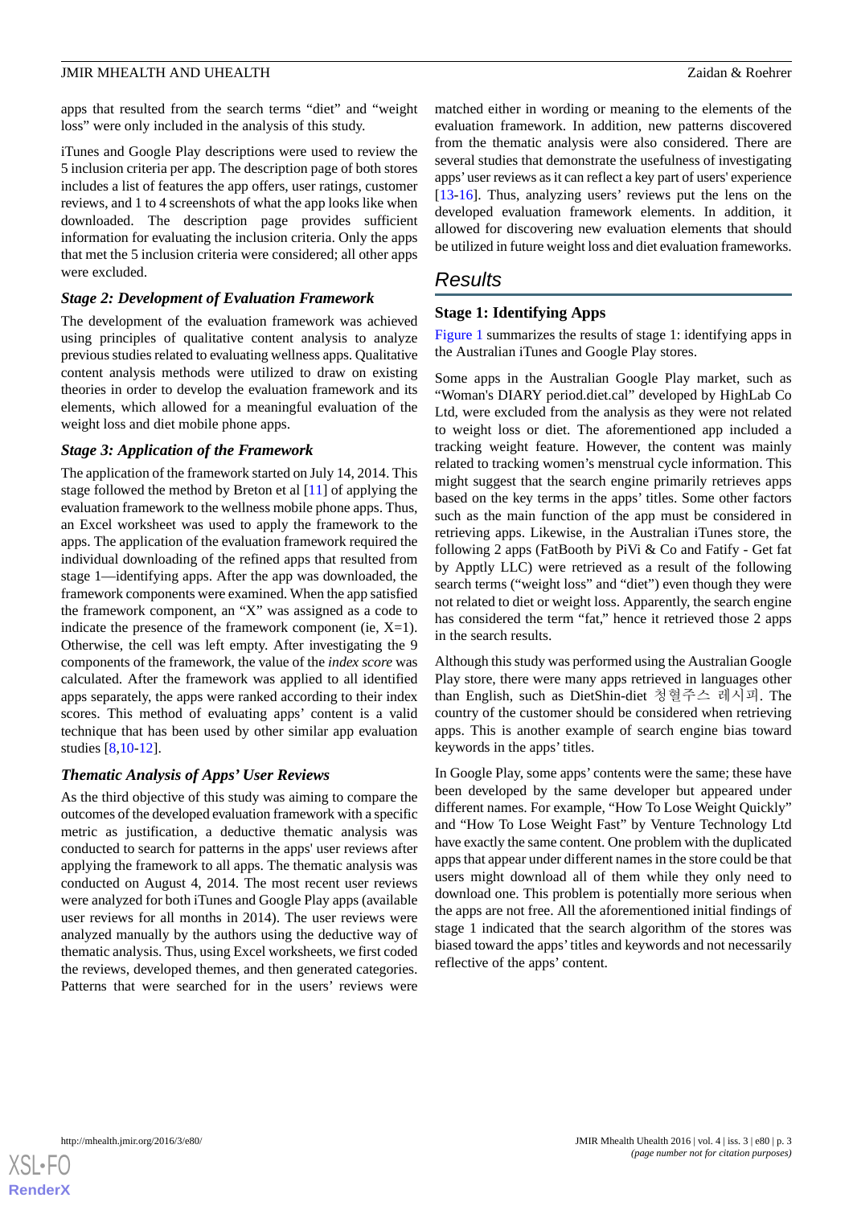apps that resulted from the search terms “diet” and “weight loss” were only included in the analysis of this study.

iTunes and Google Play descriptions were used to review the 5 inclusion criteria per app. The description page of both stores includes a list of features the app offers, user ratings, customer reviews, and 1 to 4 screenshots of what the app looks like when downloaded. The description page provides sufficient information for evaluating the inclusion criteria. Only the apps that met the 5 inclusion criteria were considered; all other apps were excluded.

### Stage 2: Development of Evaluation Framework

The development of the evaluation framework was achieved using principles of qualitative content analysis to analyze previous studies related to evaluating wellness apps. Qualitative content analysis methods were utilized to draw on existing theories in order to develop the evaluation framework and its elements, which allowed for a meaningful evaluation of the weight loss and diet mobile phone apps.

### Stage 3: Application of the Framework

The application of the framework started on July 14, 2014. This stage followed the method by Breton et al [11] of applying the evaluation framework to the wellness mobile phone apps. Thus, an Excel worksheet was used to apply the framework to the apps. The application of the evaluation framework required the individual downloading of the refined apps that resulted from stage 1—identifying apps. After the app was downloaded, the framework components were examined. When the app satisfied the framework component, an “X” was assigned as a code to indicate the presence of the framework component (ie, X=1). Otherwise, the cell was left empty. After investigating the 9 components of the framework, the value of the *index score* was calculated. After the framework was applied to all identified apps separately, the apps were ranked according to their index scores. This method of evaluating apps’ content is a valid technique that has been used by other similar app evaluation studies [8,10-12].

### Thematic Analysis of Apps’ User Reviews

As the third objective of this study was aiming to compare the outcomes of the developed evaluation framework with a specific metric as justification, a deductive thematic analysis was conducted to search for patterns in the apps' user reviews after applying the framework to all apps. The thematic analysis was conducted on August 4, 2014. The most recent user reviews were analyzed for both iTunes and Google Play apps (available user reviews for all months in 2014). The user reviews were analyzed manually by the authors using the deductive way of thematic analysis. Thus, using Excel worksheets, we first coded the reviews, developed themes, and then generated categories. Patterns that were searched for in the users’ reviews were matched either in wording or meaning to the elements of the evaluation framework. In addition, new patterns discovered from the thematic analysis were also considered. There are several studies that demonstrate the usefulness of investigating apps’ user reviews as it can reflect a key part of users' experience [13-16]. Thus, analyzing users’ reviews put the lens on the developed evaluation framework elements. In addition, it allowed for discovering new evaluation elements that should be utilized in future weight loss and diet evaluation frameworks.

## Results

### Stage 1: Identifying Apps

Figure 1 summarizes the results of stage 1: identifying apps in the Australian iTunes and Google Play stores.

Some apps in the Australian Google Play market, such as “Woman's DIARY period.diet.cal” developed by HighLab Co Ltd, were excluded from the analysis as they were not related to weight loss or diet. The aforementioned app included a tracking weight feature. However, the content was mainly related to tracking women’s menstrual cycle information. This might suggest that the search engine primarily retrieves apps based on the key terms in the apps’ titles. Some other factors such as the main function of the app must be considered in retrieving apps. Likewise, in the Australian iTunes store, the following 2 apps (FatBooth by PiVi & Co and Fatify - Get fat by Apptly LLC) were retrieved as a result of the following search terms (“weight loss” and “diet”) even though they were not related to diet or weight loss. Apparently, the search engine has considered the term “fat,” hence it retrieved those 2 apps in the search results.

Although this study was performed using the Australian Google Play store, there were many apps retrieved in languages other than English, such as DietShin-diet 청혈주스 레시피. The country of the customer should be considered when retrieving apps. This is another example of search engine bias toward keywords in the apps’ titles.

In Google Play, some apps’ contents were the same; these have been developed by the same developer but appeared under different names. For example, “How To Lose Weight Quickly” and “How To Lose Weight Fast” by Venture Technology Ltd have exactly the same content. One problem with the duplicated apps that appear under different names in the store could be that users might download all of them while they only need to download one. This problem is potentially more serious when the apps are not free. All the aforementioned initial findings of stage 1 indicated that the search algorithm of the stores was biased toward the apps’ titles and keywords and not necessarily reflective of the apps’ content.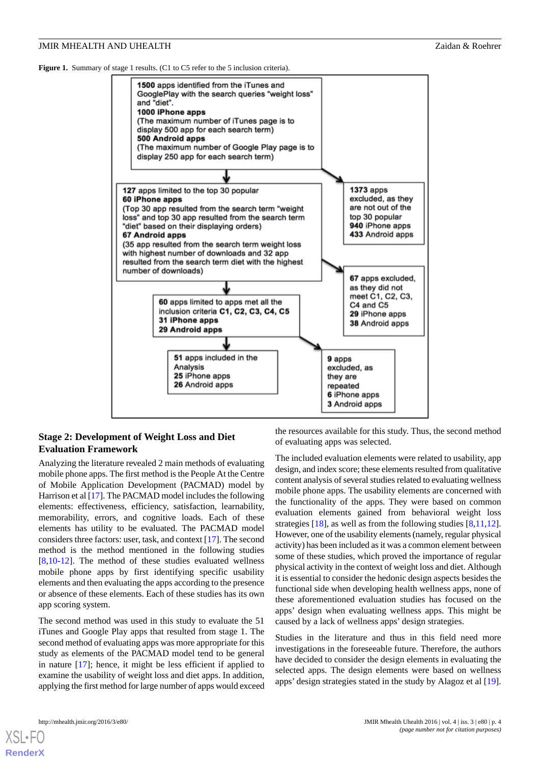**Figure 1.** Summary of stage 1 results. (C1 to C5 refer to the 5 inclusion criteria).

**1500** apps identified from the iTunes and GooglePlay with the search queries "weight loss" and "diet".
**1000 iPhone apps**
(The maximum number of iTunes page is to display 500 app for each search term)
**500 Android apps**
(The maximum number of Google Play page is to display 250 app for each search term)

→ **1373** apps excluded, as they are not out of the top 30 popular
**940** iPhone apps
**433** Android apps

**127** apps limited to the top 30 popular
**60 iPhone apps**
(Top 30 app resulted from the search term "weight loss" and top 30 app resulted from the search term "diet" based on their displaying orders)
**67 Android apps**
(35 app resulted from the search term weight loss with highest number of downloads and 32 app resulted from the search term diet with the highest number of downloads)

→ **67** apps excluded, as they did not meet C1, C2, C3, C4 and C5
**29** iPhone apps
**38** Android apps

**60** apps limited to apps met all the inclusion criteria **C1, C2, C3, C4, C5**
**31 iPhone apps**
**29 Android apps**

→ **9** apps excluded, as they are repeated
**6** iPhone apps
**3** Android apps

**51** apps included in the Analysis
**25** iPhone apps
**26** Android apps

### Stage 2: Development of Weight Loss and Diet Evaluation Framework

Analyzing the literature revealed 2 main methods of evaluating mobile phone apps. The first method is the People At the Centre of Mobile Application Development (PACMAD) model by Harrison et al [17]. The PACMAD model includes the following elements: effectiveness, efficiency, satisfaction, learnability, memorability, errors, and cognitive loads. Each of these elements has utility to be evaluated. The PACMAD model considers three factors: user, task, and context [17]. The second method is the method mentioned in the following studies [8,10-12]. The method of these studies evaluated wellness mobile phone apps by first identifying specific usability elements and then evaluating the apps according to the presence or absence of these elements. Each of these studies has its own app scoring system.

The second method was used in this study to evaluate the 51 iTunes and Google Play apps that resulted from stage 1. The second method of evaluating apps was more appropriate for this study as elements of the PACMAD model tend to be general in nature [17]; hence, it might be less efficient if applied to examine the usability of weight loss and diet apps. In addition, applying the first method for large number of apps would exceed the resources available for this study. Thus, the second method of evaluating apps was selected.

The included evaluation elements were related to usability, app design, and index score; these elements resulted from qualitative content analysis of several studies related to evaluating wellness mobile phone apps. The usability elements are concerned with the functionality of the apps. They were based on common evaluation elements gained from behavioral weight loss strategies [18], as well as from the following studies [8,11,12]. However, one of the usability elements (namely, regular physical activity) has been included as it was a common element between some of these studies, which proved the importance of regular physical activity in the context of weight loss and diet. Although it is essential to consider the hedonic design aspects besides the functional side when developing health wellness apps, none of these aforementioned evaluation studies has focused on the apps' design when evaluating wellness apps. This might be caused by a lack of wellness apps' design strategies.

Studies in the literature and thus in this field need more investigations in the foreseeable future. Therefore, the authors have decided to consider the design elements in evaluating the selected apps. The design elements were based on wellness apps' design strategies stated in the study by Alagoz et al [19].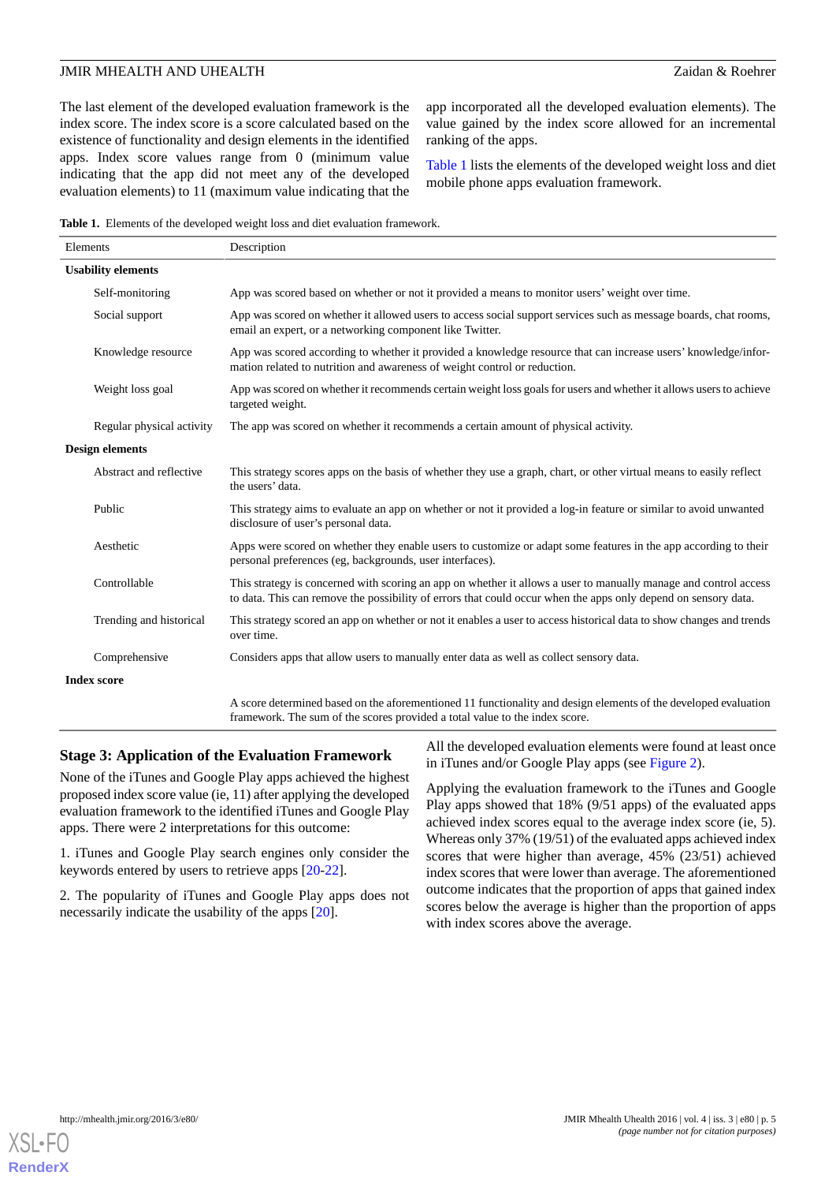The last element of the developed evaluation framework is the index score. The index score is a score calculated based on the existence of functionality and design elements in the identified apps. Index score values range from 0 (minimum value indicating that the app did not meet any of the developed evaluation elements) to 11 (maximum value indicating that the app incorporated all the developed evaluation elements). The value gained by the index score allowed for an incremental ranking of the apps.

Table 1 lists the elements of the developed weight loss and diet mobile phone apps evaluation framework.

**Table 1.** Elements of the developed weight loss and diet evaluation framework.

| Elements | Description |
|---|---|
| **Usability elements** | |
| Self-monitoring | App was scored based on whether or not it provided a means to monitor users' weight over time. |
| Social support | App was scored on whether it allowed users to access social support services such as message boards, chat rooms, email an expert, or a networking component like Twitter. |
| Knowledge resource | App was scored according to whether it provided a knowledge resource that can increase users' knowledge/information related to nutrition and awareness of weight control or reduction. |
| Weight loss goal | App was scored on whether it recommends certain weight loss goals for users and whether it allows users to achieve targeted weight. |
| Regular physical activity | The app was scored on whether it recommends a certain amount of physical activity. |
| **Design elements** | |
| Abstract and reflective | This strategy scores apps on the basis of whether they use a graph, chart, or other virtual means to easily reflect the users' data. |
| Public | This strategy aims to evaluate an app on whether or not it provided a log-in feature or similar to avoid unwanted disclosure of user's personal data. |
| Aesthetic | Apps were scored on whether they enable users to customize or adapt some features in the app according to their personal preferences (eg, backgrounds, user interfaces). |
| Controllable | This strategy is concerned with scoring an app on whether it allows a user to manually manage and control access to data. This can remove the possibility of errors that could occur when the apps only depend on sensory data. |
| Trending and historical | This strategy scored an app on whether or not it enables a user to access historical data to show changes and trends over time. |
| Comprehensive | Considers apps that allow users to manually enter data as well as collect sensory data. |
| **Index score** | |
| | A score determined based on the aforementioned 11 functionality and design elements of the developed evaluation framework. The sum of the scores provided a total value to the index score. |

### Stage 3: Application of the Evaluation Framework

None of the iTunes and Google Play apps achieved the highest proposed index score value (ie, 11) after applying the developed evaluation framework to the identified iTunes and Google Play apps. There were 2 interpretations for this outcome:

1. iTunes and Google Play search engines only consider the keywords entered by users to retrieve apps [20-22].

2. The popularity of iTunes and Google Play apps does not necessarily indicate the usability of the apps [20].

All the developed evaluation elements were found at least once in iTunes and/or Google Play apps (see Figure 2).

Applying the evaluation framework to the iTunes and Google Play apps showed that 18% (9/51 apps) of the evaluated apps achieved index scores equal to the average index score (ie, 5). Whereas only 37% (19/51) of the evaluated apps achieved index scores that were higher than average, 45% (23/51) achieved index scores that were lower than average. The aforementioned outcome indicates that the proportion of apps that gained index scores below the average is higher than the proportion of apps with index scores above the average.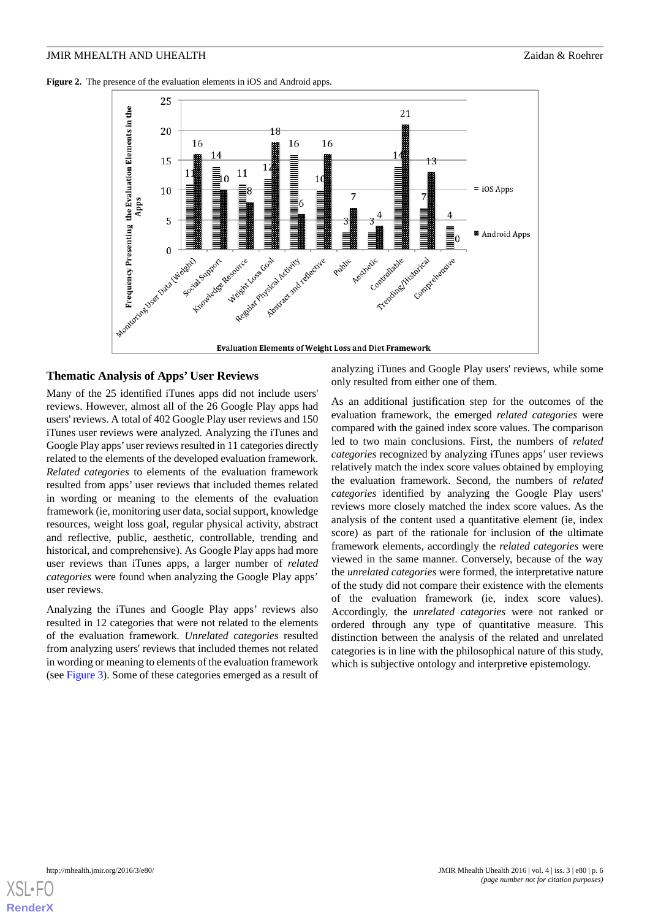**Figure 2.** The presence of the evaluation elements in iOS and Android apps.

## Thematic Analysis of Apps' User Reviews

Many of the 25 identified iTunes apps did not include users' reviews. However, almost all of the 26 Google Play apps had users' reviews. A total of 402 Google Play user reviews and 150 iTunes user reviews were analyzed. Analyzing the iTunes and Google Play apps' user reviews resulted in 11 categories directly related to the elements of the developed evaluation framework. *Related categories* to elements of the evaluation framework resulted from apps' user reviews that included themes related in wording or meaning to the elements of the evaluation framework (ie, monitoring user data, social support, knowledge resources, weight loss goal, regular physical activity, abstract and reflective, public, aesthetic, controllable, trending and historical, and comprehensive). As Google Play apps had more user reviews than iTunes apps, a larger number of *related categories* were found when analyzing the Google Play apps' user reviews.

Analyzing the iTunes and Google Play apps' reviews also resulted in 12 categories that were not related to the elements of the evaluation framework. *Unrelated categories* resulted from analyzing users' reviews that included themes not related in wording or meaning to elements of the evaluation framework (see Figure 3). Some of these categories emerged as a result of analyzing iTunes and Google Play users' reviews, while some only resulted from either one of them.

As an additional justification step for the outcomes of the evaluation framework, the emerged *related categories* were compared with the gained index score values. The comparison led to two main conclusions. First, the numbers of *related categories* recognized by analyzing iTunes apps' user reviews relatively match the index score values obtained by employing the evaluation framework. Second, the numbers of *related categories* identified by analyzing the Google Play users' reviews more closely matched the index score values. As the analysis of the content used a quantitative element (ie, index score) as part of the rationale for inclusion of the ultimate framework elements, accordingly the *related categories* were viewed in the same manner. Conversely, because of the way the *unrelated categories* were formed, the interpretative nature of the study did not compare their existence with the elements of the evaluation framework (ie, index score values). Accordingly, the *unrelated categories* were not ranked or ordered through any type of quantitative measure. This distinction between the analysis of the related and unrelated categories is in line with the philosophical nature of this study, which is subjective ontology and interpretive epistemology.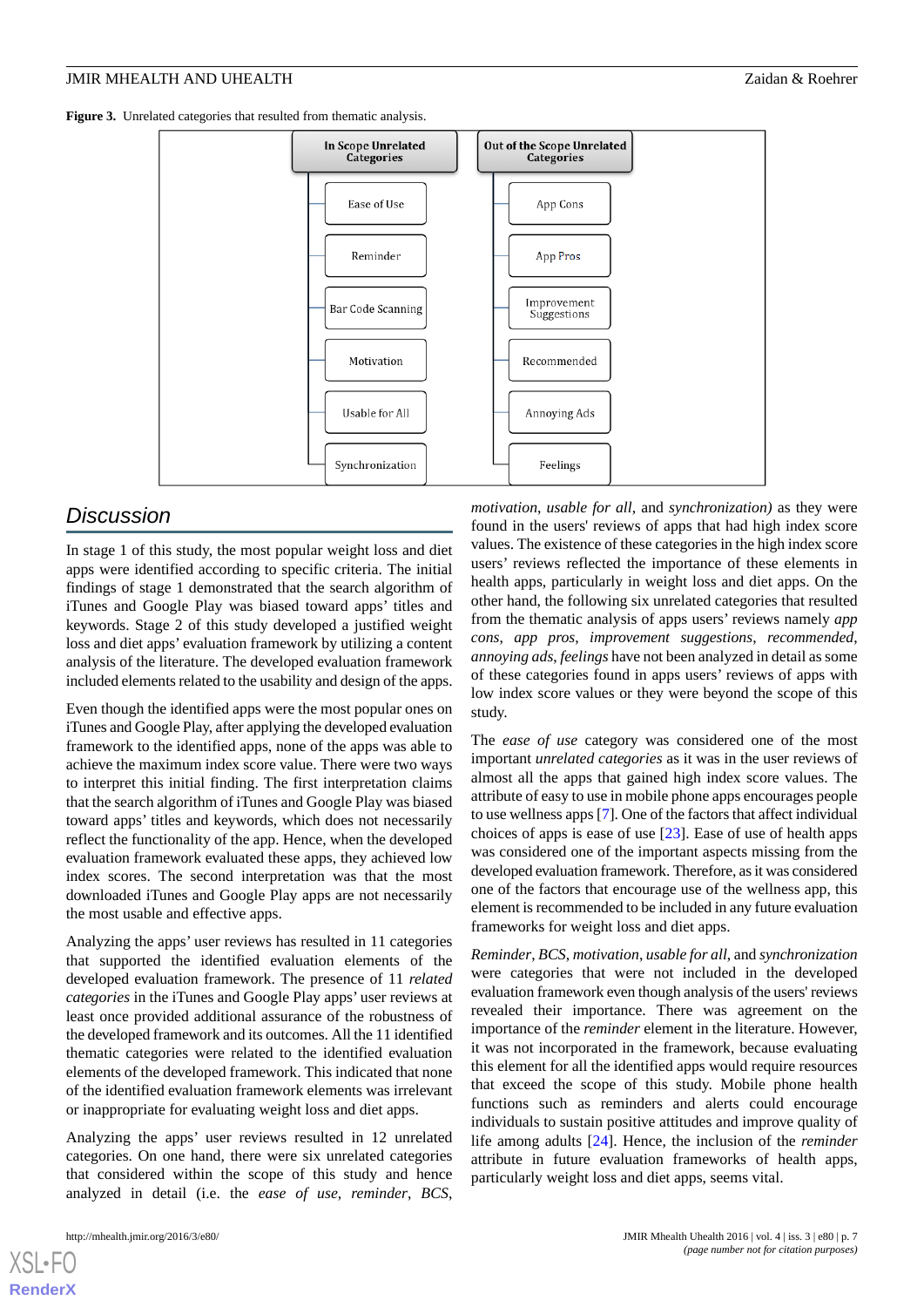**Figure 3.** Unrelated categories that resulted from thematic analysis.

| In Scope Unrelated Categories | Out of the Scope Unrelated Categories |
|---|---|
| Ease of Use | App Cons |
| Reminder | App Pros |
| Bar Code Scanning | Improvement Suggestions |
| Motivation | Recommended |
| Usable for All | Annoying Ads |
| Synchronization | Feelings |

## Discussion

In stage 1 of this study, the most popular weight loss and diet apps were identified according to specific criteria. The initial findings of stage 1 demonstrated that the search algorithm of iTunes and Google Play was biased toward apps' titles and keywords. Stage 2 of this study developed a justified weight loss and diet apps' evaluation framework by utilizing a content analysis of the literature. The developed evaluation framework included elements related to the usability and design of the apps.

Even though the identified apps were the most popular ones on iTunes and Google Play, after applying the developed evaluation framework to the identified apps, none of the apps was able to achieve the maximum index score value. There were two ways to interpret this initial finding. The first interpretation claims that the search algorithm of iTunes and Google Play was biased toward apps' titles and keywords, which does not necessarily reflect the functionality of the app. Hence, when the developed evaluation framework evaluated these apps, they achieved low index scores. The second interpretation was that the most downloaded iTunes and Google Play apps are not necessarily the most usable and effective apps.

Analyzing the apps' user reviews has resulted in 11 categories that supported the identified evaluation elements of the developed evaluation framework. The presence of 11 *related categories* in the iTunes and Google Play apps' user reviews at least once provided additional assurance of the robustness of the developed framework and its outcomes. All the 11 identified thematic categories were related to the identified evaluation elements of the developed framework. This indicated that none of the identified evaluation framework elements was irrelevant or inappropriate for evaluating weight loss and diet apps.

Analyzing the apps' user reviews resulted in 12 unrelated categories. On one hand, there were six unrelated categories that considered within the scope of this study and hence analyzed in detail (i.e. the *ease of use*, *reminder*, *BCS*, *motivation*, *usable for all*, and *synchronization)* as they were found in the users' reviews of apps that had high index score values. The existence of these categories in the high index score users' reviews reflected the importance of these elements in health apps, particularly in weight loss and diet apps. On the other hand, the following six unrelated categories that resulted from the thematic analysis of apps users' reviews namely *app cons*, *app pros*, *improvement suggestions*, *recommended*, *annoying ads*, *feelings* have not been analyzed in detail as some of these categories found in apps users' reviews of apps with low index score values or they were beyond the scope of this study.

The *ease of use* category was considered one of the most important *unrelated categories* as it was in the user reviews of almost all the apps that gained high index score values. The attribute of easy to use in mobile phone apps encourages people to use wellness apps [7]. One of the factors that affect individual choices of apps is ease of use [23]. Ease of use of health apps was considered one of the important aspects missing from the developed evaluation framework. Therefore, as it was considered one of the factors that encourage use of the wellness app, this element is recommended to be included in any future evaluation frameworks for weight loss and diet apps.

*Reminder*, *BCS*, *motivation*, *usable for all*, and *synchronization* were categories that were not included in the developed evaluation framework even though analysis of the users' reviews revealed their importance. There was agreement on the importance of the *reminder* element in the literature. However, it was not incorporated in the framework, because evaluating this element for all the identified apps would require resources that exceed the scope of this study. Mobile phone health functions such as reminders and alerts could encourage individuals to sustain positive attitudes and improve quality of life among adults [24]. Hence, the inclusion of the *reminder* attribute in future evaluation frameworks of health apps, particularly weight loss and diet apps, seems vital.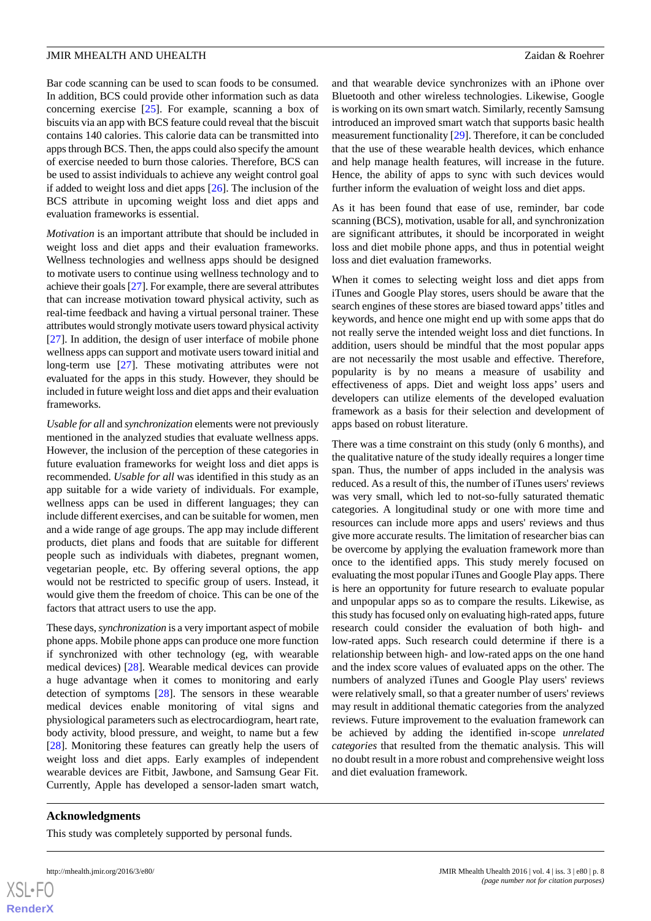Bar code scanning can be used to scan foods to be consumed. In addition, BCS could provide other information such as data concerning exercise [25]. For example, scanning a box of biscuits via an app with BCS feature could reveal that the biscuit contains 140 calories. This calorie data can be transmitted into apps through BCS. Then, the apps could also specify the amount of exercise needed to burn those calories. Therefore, BCS can be used to assist individuals to achieve any weight control goal if added to weight loss and diet apps [26]. The inclusion of the BCS attribute in upcoming weight loss and diet apps and evaluation frameworks is essential.

*Motivation* is an important attribute that should be included in weight loss and diet apps and their evaluation frameworks. Wellness technologies and wellness apps should be designed to motivate users to continue using wellness technology and to achieve their goals [27]. For example, there are several attributes that can increase motivation toward physical activity, such as real-time feedback and having a virtual personal trainer. These attributes would strongly motivate users toward physical activity [27]. In addition, the design of user interface of mobile phone wellness apps can support and motivate users toward initial and long-term use [27]. These motivating attributes were not evaluated for the apps in this study. However, they should be included in future weight loss and diet apps and their evaluation frameworks.

*Usable for all* and *synchronization* elements were not previously mentioned in the analyzed studies that evaluate wellness apps. However, the inclusion of the perception of these categories in future evaluation frameworks for weight loss and diet apps is recommended. *Usable for all* was identified in this study as an app suitable for a wide variety of individuals. For example, wellness apps can be used in different languages; they can include different exercises, and can be suitable for women, men and a wide range of age groups. The app may include different products, diet plans and foods that are suitable for different people such as individuals with diabetes, pregnant women, vegetarian people, etc. By offering several options, the app would not be restricted to specific group of users. Instead, it would give them the freedom of choice. This can be one of the factors that attract users to use the app.

These days, *synchronization* is a very important aspect of mobile phone apps. Mobile phone apps can produce one more function if synchronized with other technology (eg, with wearable medical devices) [28]. Wearable medical devices can provide a huge advantage when it comes to monitoring and early detection of symptoms [28]. The sensors in these wearable medical devices enable monitoring of vital signs and physiological parameters such as electrocardiogram, heart rate, body activity, blood pressure, and weight, to name but a few [28]. Monitoring these features can greatly help the users of weight loss and diet apps. Early examples of independent wearable devices are Fitbit, Jawbone, and Samsung Gear Fit. Currently, Apple has developed a sensor-laden smart watch, and that wearable device synchronizes with an iPhone over Bluetooth and other wireless technologies. Likewise, Google is working on its own smart watch. Similarly, recently Samsung introduced an improved smart watch that supports basic health measurement functionality [29]. Therefore, it can be concluded that the use of these wearable health devices, which enhance and help manage health features, will increase in the future. Hence, the ability of apps to sync with such devices would further inform the evaluation of weight loss and diet apps.

As it has been found that ease of use, reminder, bar code scanning (BCS), motivation, usable for all, and synchronization are significant attributes, it should be incorporated in weight loss and diet mobile phone apps, and thus in potential weight loss and diet evaluation frameworks.

When it comes to selecting weight loss and diet apps from iTunes and Google Play stores, users should be aware that the search engines of these stores are biased toward apps' titles and keywords, and hence one might end up with some apps that do not really serve the intended weight loss and diet functions. In addition, users should be mindful that the most popular apps are not necessarily the most usable and effective. Therefore, popularity is by no means a measure of usability and effectiveness of apps. Diet and weight loss apps' users and developers can utilize elements of the developed evaluation framework as a basis for their selection and development of apps based on robust literature.

There was a time constraint on this study (only 6 months), and the qualitative nature of the study ideally requires a longer time span. Thus, the number of apps included in the analysis was reduced. As a result of this, the number of iTunes users' reviews was very small, which led to not-so-fully saturated thematic categories. A longitudinal study or one with more time and resources can include more apps and users' reviews and thus give more accurate results. The limitation of researcher bias can be overcome by applying the evaluation framework more than once to the identified apps. This study merely focused on evaluating the most popular iTunes and Google Play apps. There is here an opportunity for future research to evaluate popular and unpopular apps so as to compare the results. Likewise, as this study has focused only on evaluating high-rated apps, future research could consider the evaluation of both high- and low-rated apps. Such research could determine if there is a relationship between high- and low-rated apps on the one hand and the index score values of evaluated apps on the other. The numbers of analyzed iTunes and Google Play users' reviews were relatively small, so that a greater number of users' reviews may result in additional thematic categories from the analyzed reviews. Future improvement to the evaluation framework can be achieved by adding the identified in-scope *unrelated categories* that resulted from the thematic analysis. This will no doubt result in a more robust and comprehensive weight loss and diet evaluation framework.

## Acknowledgments

This study was completely supported by personal funds.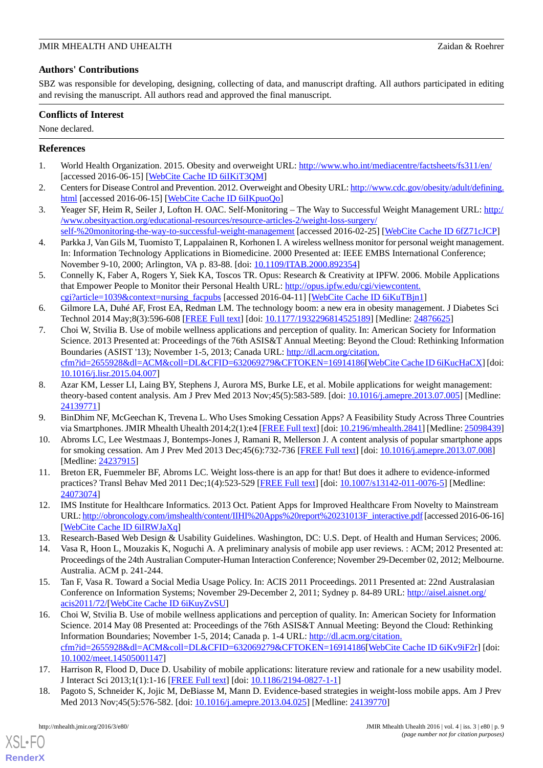## Authors' Contributions

SBZ was responsible for developing, designing, collecting of data, and manuscript drafting. All authors participated in editing and revising the manuscript. All authors read and approved the final manuscript.

## Conflicts of Interest

None declared.

## References

1. World Health Organization. 2015. Obesity and overweight URL: http://www.who.int/mediacentre/factsheets/fs311/en/ [accessed 2016-06-15] [WebCite Cache ID 6iIKiT3QM]
2. Centers for Disease Control and Prevention. 2012. Overweight and Obesity URL: http://www.cdc.gov/obesity/adult/defining.html [accessed 2016-06-15] [WebCite Cache ID 6iIKpuoQo]
3. Yeager SF, Heim R, Seiler J, Lofton H. OAC. Self-Monitoring – The Way to Successful Weight Management URL: http://www.obesityaction.org/educational-resources/resource-articles-2/weight-loss-surgery/self-%20monitoring-the-way-to-successful-weight-management [accessed 2016-02-25] [WebCite Cache ID 6fZ71cJCP]
4. Parkka J, Van Gils M, Tuomisto T, Lappalainen R, Korhonen I. A wireless wellness monitor for personal weight management. In: Information Technology Applications in Biomedicine. 2000 Presented at: IEEE EMBS International Conference; November 9-10, 2000; Arlington, VA p. 83-88. [doi: 10.1109/ITAB.2000.892354]
5. Connelly K, Faber A, Rogers Y, Siek KA, Toscos TR. Opus: Research & Creativity at IPFW. 2006. Mobile Applications that Empower People to Monitor their Personal Health URL: http://opus.ipfw.edu/cgi/viewcontent.cgi?article=1039&context=nursing_facpubs [accessed 2016-04-11] [WebCite Cache ID 6iKuTBjn1]
6. Gilmore LA, Duhé AF, Frost EA, Redman LM. The technology boom: a new era in obesity management. J Diabetes Sci Technol 2014 May;8(3):596-608 [FREE Full text] [doi: 10.1177/1932296814525189] [Medline: 24876625]
7. Choi W, Stvilia B. Use of mobile wellness applications and perception of quality. In: American Society for Information Science. 2013 Presented at: Proceedings of the 76th ASIS&T Annual Meeting: Beyond the Cloud: Rethinking Information Boundaries (ASIST '13); November 1-5, 2013; Canada URL: http://dl.acm.org/citation.cfm?id=2655928&dl=ACM&coll=DL&CFID=632069279&CFTOKEN=16914186[WebCite Cache ID 6iKucHaCX] [doi: 10.1016/j.lisr.2015.04.007]
8. Azar KM, Lesser LI, Laing BY, Stephens J, Aurora MS, Burke LE, et al. Mobile applications for weight management: theory-based content analysis. Am J Prev Med 2013 Nov;45(5):583-589. [doi: 10.1016/j.amepre.2013.07.005] [Medline: 24139771]
9. BinDhim NF, McGeechan K, Trevena L. Who Uses Smoking Cessation Apps? A Feasibility Study Across Three Countries via Smartphones. JMIR Mhealth Uhealth 2014;2(1):e4 [FREE Full text] [doi: 10.2196/mhealth.2841] [Medline: 25098439]
10. Abroms LC, Lee Westmaas J, Bontemps-Jones J, Ramani R, Mellerson J. A content analysis of popular smartphone apps for smoking cessation. Am J Prev Med 2013 Dec;45(6):732-736 [FREE Full text] [doi: 10.1016/j.amepre.2013.07.008] [Medline: 24237915]
11. Breton ER, Fuemmeler BF, Abroms LC. Weight loss-there is an app for that! But does it adhere to evidence-informed practices? Transl Behav Med 2011 Dec;1(4):523-529 [FREE Full text] [doi: 10.1007/s13142-011-0076-5] [Medline: 24073074]
12. IMS Institute for Healthcare Informatics. 2013 Oct. Patient Apps for Improved Healthcare From Novelty to Mainstream URL: http://obroncology.com/imshealth/content/IIHI%20Apps%20report%20231013F_interactive.pdf [accessed 2016-06-16] [WebCite Cache ID 6iIRWJaXq]
13. Research-Based Web Design & Usability Guidelines. Washington, DC: U.S. Dept. of Health and Human Services; 2006.
14. Vasa R, Hoon L, Mouzakis K, Noguchi A. A preliminary analysis of mobile app user reviews. : ACM; 2012 Presented at: Proceedings of the 24th Australian Computer-Human Interaction Conference; November 29-December 02, 2012; Melbourne. Australia. ACM p. 241-244.
15. Tan F, Vasa R. Toward a Social Media Usage Policy. In: ACIS 2011 Proceedings. 2011 Presented at: 22nd Australasian Conference on Information Systems; November 29-December 2, 2011; Sydney p. 84-89 URL: http://aisel.aisnet.org/acis2011/72/[WebCite Cache ID 6iKuyZvSU]
16. Choi W, Stvilia B. Use of mobile wellness applications and perception of quality. In: American Society for Information Science. 2014 May 08 Presented at: Proceedings of the 76th ASIS&T Annual Meeting: Beyond the Cloud: Rethinking Information Boundaries; November 1-5, 2014; Canada p. 1-4 URL: http://dl.acm.org/citation.cfm?id=2655928&dl=ACM&coll=DL&CFID=632069279&CFTOKEN=16914186[WebCite Cache ID 6iKv9iF2r] [doi: 10.1002/meet.14505001147]
17. Harrison R, Flood D, Duce D. Usability of mobile applications: literature review and rationale for a new usability model. J Interact Sci 2013;1(1):1-16 [FREE Full text] [doi: 10.1186/2194-0827-1-1]
18. Pagoto S, Schneider K, Jojic M, DeBiasse M, Mann D. Evidence-based strategies in weight-loss mobile apps. Am J Prev Med 2013 Nov;45(5):576-582. [doi: 10.1016/j.amepre.2013.04.025] [Medline: 24139770]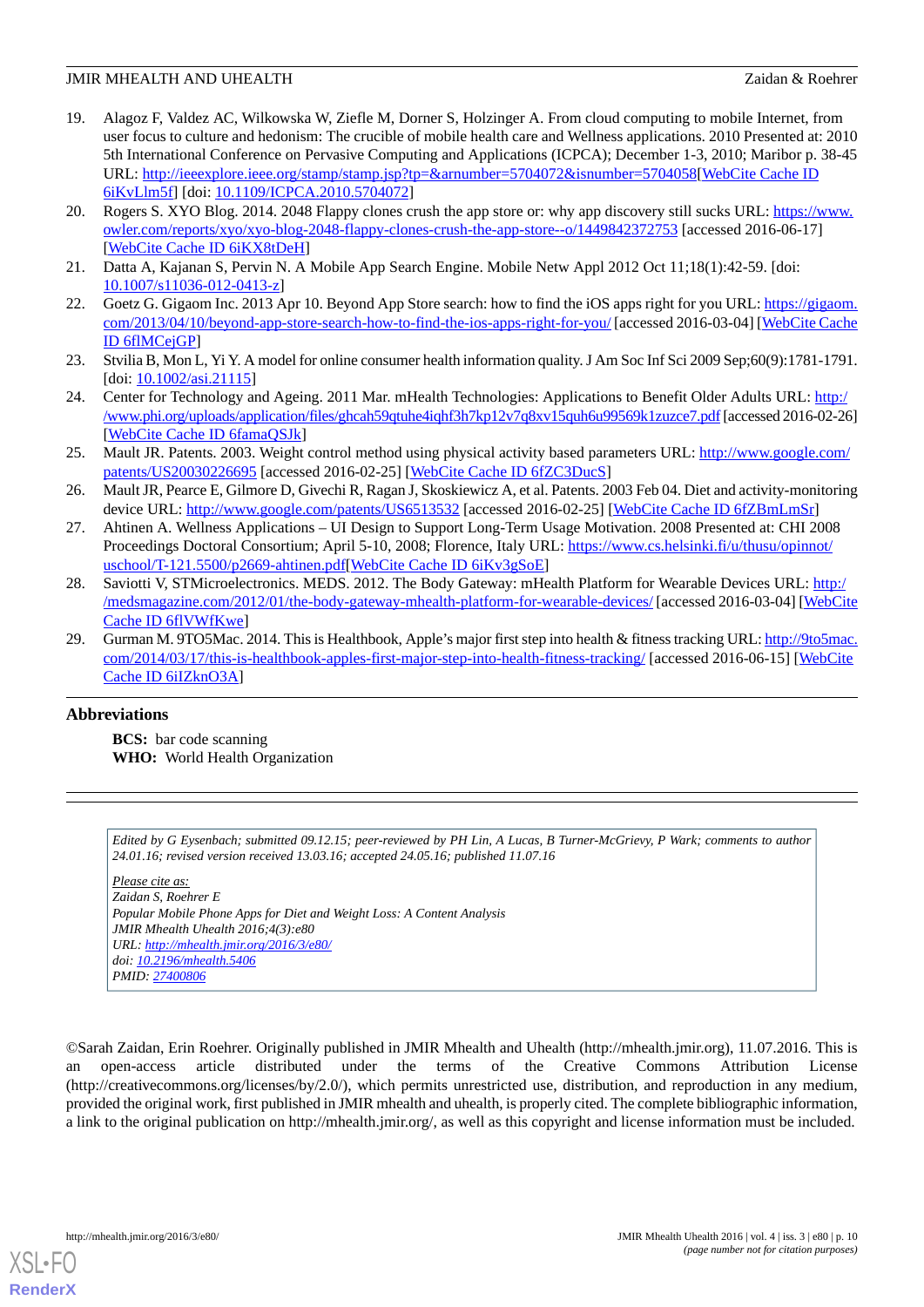19. Alagoz F, Valdez AC, Wilkowska W, Ziefle M, Dorner S, Holzinger A. From cloud computing to mobile Internet, from user focus to culture and hedonism: The crucible of mobile health care and Wellness applications. 2010 Presented at: 2010 5th International Conference on Pervasive Computing and Applications (ICPCA); December 1-3, 2010; Maribor p. 38-45 URL: http://ieeexplore.ieee.org/stamp/stamp.jsp?tp=&arnumber=5704072&isnumber=5704058[WebCite Cache ID 6iKvLlm5f] [doi: 10.1109/ICPCA.2010.5704072]
20. Rogers S. XYO Blog. 2014. 2048 Flappy clones crush the app store or: why app discovery still sucks URL: https://www.owler.com/reports/xyo/xyo-blog-2048-flappy-clones-crush-the-app-store--o/1449842372753 [accessed 2016-06-17] [WebCite Cache ID 6iKX8tDeH]
21. Datta A, Kajanan S, Pervin N. A Mobile App Search Engine. Mobile Netw Appl 2012 Oct 11;18(1):42-59. [doi: 10.1007/s11036-012-0413-z]
22. Goetz G. Gigaom Inc. 2013 Apr 10. Beyond App Store search: how to find the iOS apps right for you URL: https://gigaom.com/2013/04/10/beyond-app-store-search-how-to-find-the-ios-apps-right-for-you/ [accessed 2016-03-04] [WebCite Cache ID 6flMCejGP]
23. Stvilia B, Mon L, Yi Y. A model for online consumer health information quality. J Am Soc Inf Sci 2009 Sep;60(9):1781-1791. [doi: 10.1002/asi.21115]
24. Center for Technology and Ageing. 2011 Mar. mHealth Technologies: Applications to Benefit Older Adults URL: http://www.phi.org/uploads/application/files/ghcah59qtuhe4iqhf3h7kp12v7q8xv15quh6u99569k1zuzce7.pdf [accessed 2016-02-26] [WebCite Cache ID 6famaQSJk]
25. Mault JR. Patents. 2003. Weight control method using physical activity based parameters URL: http://www.google.com/patents/US20030226695 [accessed 2016-02-25] [WebCite Cache ID 6fZC3DucS]
26. Mault JR, Pearce E, Gilmore D, Givechi R, Ragan J, Skoskiewicz A, et al. Patents. 2003 Feb 04. Diet and activity-monitoring device URL: http://www.google.com/patents/US6513532 [accessed 2016-02-25] [WebCite Cache ID 6fZBmLmSr]
27. Ahtinen A. Wellness Applications – UI Design to Support Long-Term Usage Motivation. 2008 Presented at: CHI 2008 Proceedings Doctoral Consortium; April 5-10, 2008; Florence, Italy URL: https://www.cs.helsinki.fi/u/thusu/opinnot/uschool/T-121.5500/p2669-ahtinen.pdf[WebCite Cache ID 6iKv3gSoE]
28. Saviotti V, STMicroelectronics. MEDS. 2012. The Body Gateway: mHealth Platform for Wearable Devices URL: http://medsmagazine.com/2012/01/the-body-gateway-mhealth-platform-for-wearable-devices/ [accessed 2016-03-04] [WebCite Cache ID 6flVWfKwe]
29. Gurman M. 9TO5Mac. 2014. This is Healthbook, Apple's major first step into health & fitness tracking URL: http://9to5mac.com/2014/03/17/this-is-healthbook-apples-first-major-step-into-health-fitness-tracking/ [accessed 2016-06-15] [WebCite Cache ID 6iIZknO3A]

## Abbreviations

**BCS:** bar code scanning
**WHO:** World Health Organization

*Edited by G Eysenbach; submitted 09.12.15; peer-reviewed by PH Lin, A Lucas, B Turner-McGrievy, P Wark; comments to author 24.01.16; revised version received 13.03.16; accepted 24.05.16; published 11.07.16*

*Please cite as:*
*Zaidan S, Roehrer E*
*Popular Mobile Phone Apps for Diet and Weight Loss: A Content Analysis*
*JMIR Mhealth Uhealth 2016;4(3):e80*
*URL: http://mhealth.jmir.org/2016/3/e80/*
*doi: 10.2196/mhealth.5406*
*PMID: 27400806*

©Sarah Zaidan, Erin Roehrer. Originally published in JMIR Mhealth and Uhealth (http://mhealth.jmir.org), 11.07.2016. This is an open-access article distributed under the terms of the Creative Commons Attribution License (http://creativecommons.org/licenses/by/2.0/), which permits unrestricted use, distribution, and reproduction in any medium, provided the original work, first published in JMIR mhealth and uhealth, is properly cited. The complete bibliographic information, a link to the original publication on http://mhealth.jmir.org/, as well as this copyright and license information must be included.